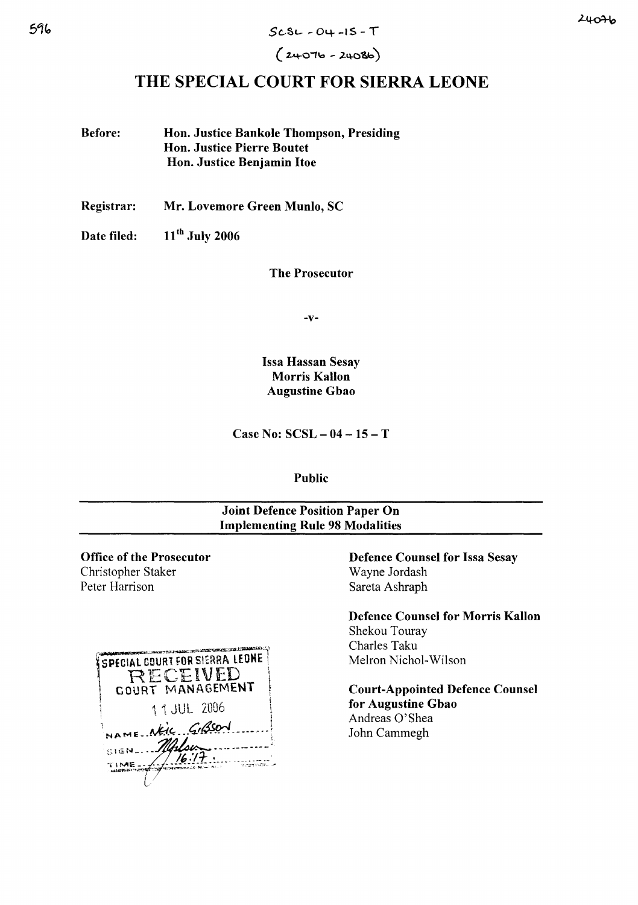SCSL - 04 - 15 - T

(24076 - 24086)

# THE SPECIAL COURT FOR SIERRA LEONE

**Before:** **Hon. Justice Bankole Thompson, Presiding**
**Hon. Justice Pierre Boutet**
**Hon. Justice Benjamin Itoe**

**Registrar:** **Mr. Lovemore Green Munlo, SC**

**Date filed:** **11[th] July 2006**

**The Prosecutor**

**-v-**

**Issa Hassan Sesay**
**Morris Kallon**
**Augustine Gbao**

**Case No: SCSL – 04 – 15 – T**

**Public**

---

**Joint Defence Position Paper On Implementing Rule 98 Modalities**

---

**Office of the Prosecutor**
Christopher Staker
Peter Harrison

**Defence Counsel for Issa Sesay**
Wayne Jordash
Sareta Ashraph

**Defence Counsel for Morris Kallon**
Shekou Touray
Charles Taku
Melron Nichol-Wilson

**Court-Appointed Defence Counsel for Augustine Gbao**
Andreas O'Shea
John Cammegh

SPECIAL COURT FOR SIERRA LEONE
RECEIVED
COURT MANAGEMENT
11 JUL 2006
NAME Neil Gibson
SIGN
TIME 16:17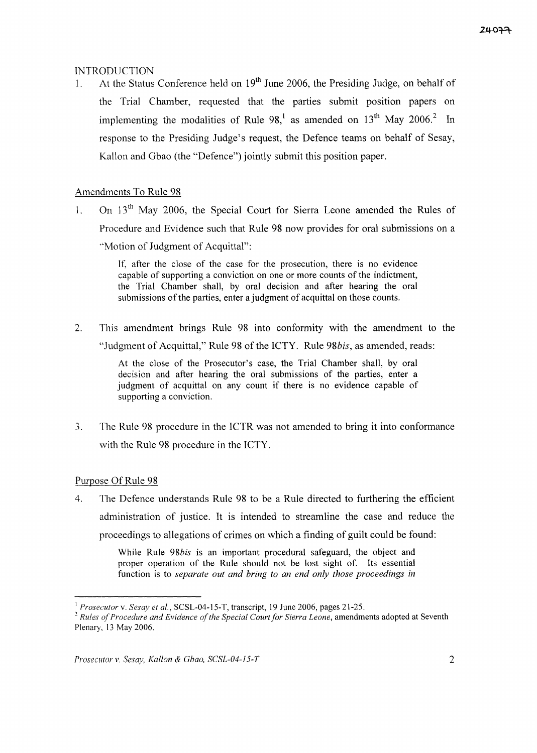INTRODUCTION

1. At the Status Conference held on 19th June 2006, the Presiding Judge, on behalf of the Trial Chamber, requested that the parties submit position papers on implementing the modalities of Rule 98,[1] as amended on 13th May 2006.[2] In response to the Presiding Judge's request, the Defence teams on behalf of Sesay, Kallon and Gbao (the "Defence") jointly submit this position paper.

Amendments To Rule 98

1. On 13th May 2006, the Special Court for Sierra Leone amended the Rules of Procedure and Evidence such that Rule 98 now provides for oral submissions on a "Motion of Judgment of Acquittal":

> If, after the close of the case for the prosecution, there is no evidence capable of supporting a conviction on one or more counts of the indictment, the Trial Chamber shall, by oral decision and after hearing the oral submissions of the parties, enter a judgment of acquittal on those counts.

2. This amendment brings Rule 98 into conformity with the amendment to the "Judgment of Acquittal," Rule 98 of the ICTY. Rule 98*bis*, as amended, reads:

> At the close of the Prosecutor's case, the Trial Chamber shall, by oral decision and after hearing the oral submissions of the parties, enter a judgment of acquittal on any count if there is no evidence capable of supporting a conviction.

3. The Rule 98 procedure in the ICTR was not amended to bring it into conformance with the Rule 98 procedure in the ICTY.

Purpose Of Rule 98

4. The Defence understands Rule 98 to be a Rule directed to furthering the efficient administration of justice. It is intended to streamline the case and reduce the proceedings to allegations of crimes on which a finding of guilt could be found:

> While Rule 98*bis* is an important procedural safeguard, the object and proper operation of the Rule should not be lost sight of. Its essential function is to *separate out and bring to an end only those proceedings in*

---

[1] *Prosecutor* v. *Sesay et al.*, SCSL-04-15-T, transcript, 19 June 2006, pages 21-25.

[2] *Rules of Procedure and Evidence of the Special Court for Sierra Leone*, amendments adopted at Seventh Plenary, 13 May 2006.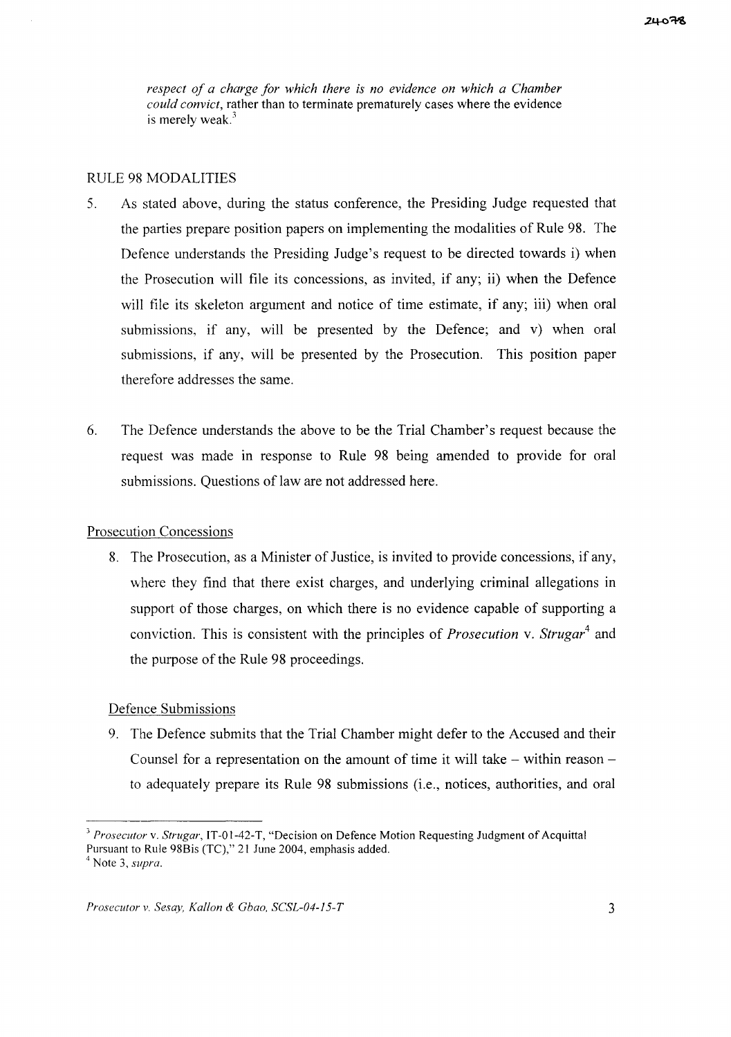*respect of a charge for which there is no evidence on which a Chamber could convict*, rather than to terminate prematurely cases where the evidence is merely weak.[3]

## RULE 98 MODALITIES

5. As stated above, during the status conference, the Presiding Judge requested that the parties prepare position papers on implementing the modalities of Rule 98. The Defence understands the Presiding Judge's request to be directed towards i) when the Prosecution will file its concessions, as invited, if any; ii) when the Defence will file its skeleton argument and notice of time estimate, if any; iii) when oral submissions, if any, will be presented by the Defence; and v) when oral submissions, if any, will be presented by the Prosecution. This position paper therefore addresses the same.

6. The Defence understands the above to be the Trial Chamber's request because the request was made in response to Rule 98 being amended to provide for oral submissions. Questions of law are not addressed here.

### Prosecution Concessions

8. The Prosecution, as a Minister of Justice, is invited to provide concessions, if any, where they find that there exist charges, and underlying criminal allegations in support of those charges, on which there is no evidence capable of supporting a conviction. This is consistent with the principles of *Prosecution* v. *Strugar*[4] and the purpose of the Rule 98 proceedings.

### Defence Submissions

9. The Defence submits that the Trial Chamber might defer to the Accused and their Counsel for a representation on the amount of time it will take – within reason – to adequately prepare its Rule 98 submissions (i.e., notices, authorities, and oral

---

[3] *Prosecutor* v. *Strugar*, IT-01-42-T, "Decision on Defence Motion Requesting Judgment of Acquittal Pursuant to Rule 98Bis (TC)," 21 June 2004, emphasis added.

[4] Note 3, *supra*.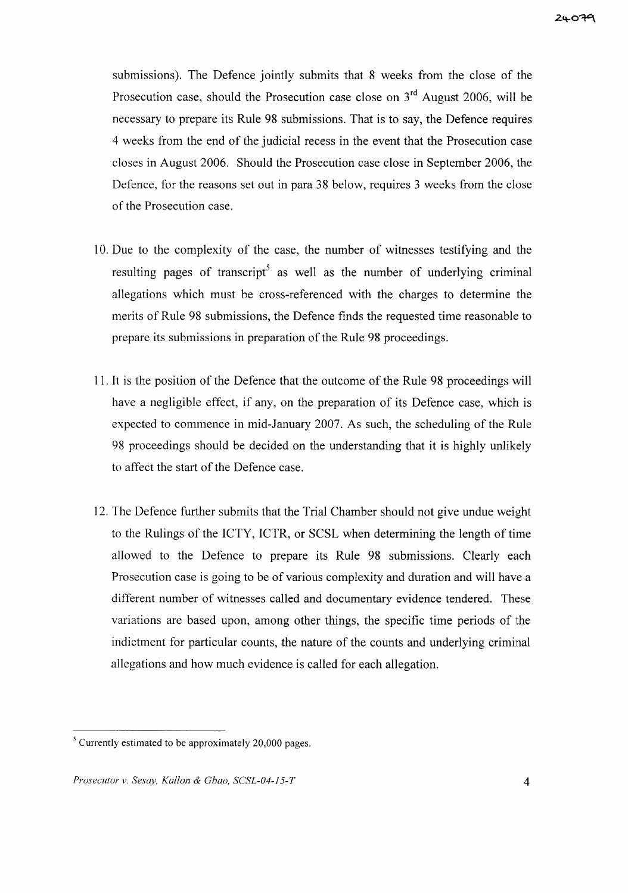submissions). The Defence jointly submits that 8 weeks from the close of the Prosecution case, should the Prosecution case close on 3rd August 2006, will be necessary to prepare its Rule 98 submissions. That is to say, the Defence requires 4 weeks from the end of the judicial recess in the event that the Prosecution case closes in August 2006. Should the Prosecution case close in September 2006, the Defence, for the reasons set out in para 38 below, requires 3 weeks from the close of the Prosecution case.

10. Due to the complexity of the case, the number of witnesses testifying and the resulting pages of transcript[5] as well as the number of underlying criminal allegations which must be cross-referenced with the charges to determine the merits of Rule 98 submissions, the Defence finds the requested time reasonable to prepare its submissions in preparation of the Rule 98 proceedings.

11. It is the position of the Defence that the outcome of the Rule 98 proceedings will have a negligible effect, if any, on the preparation of its Defence case, which is expected to commence in mid-January 2007. As such, the scheduling of the Rule 98 proceedings should be decided on the understanding that it is highly unlikely to affect the start of the Defence case.

12. The Defence further submits that the Trial Chamber should not give undue weight to the Rulings of the ICTY, ICTR, or SCSL when determining the length of time allowed to the Defence to prepare its Rule 98 submissions. Clearly each Prosecution case is going to be of various complexity and duration and will have a different number of witnesses called and documentary evidence tendered. These variations are based upon, among other things, the specific time periods of the indictment for particular counts, the nature of the counts and underlying criminal allegations and how much evidence is called for each allegation.

---

[5] Currently estimated to be approximately 20,000 pages.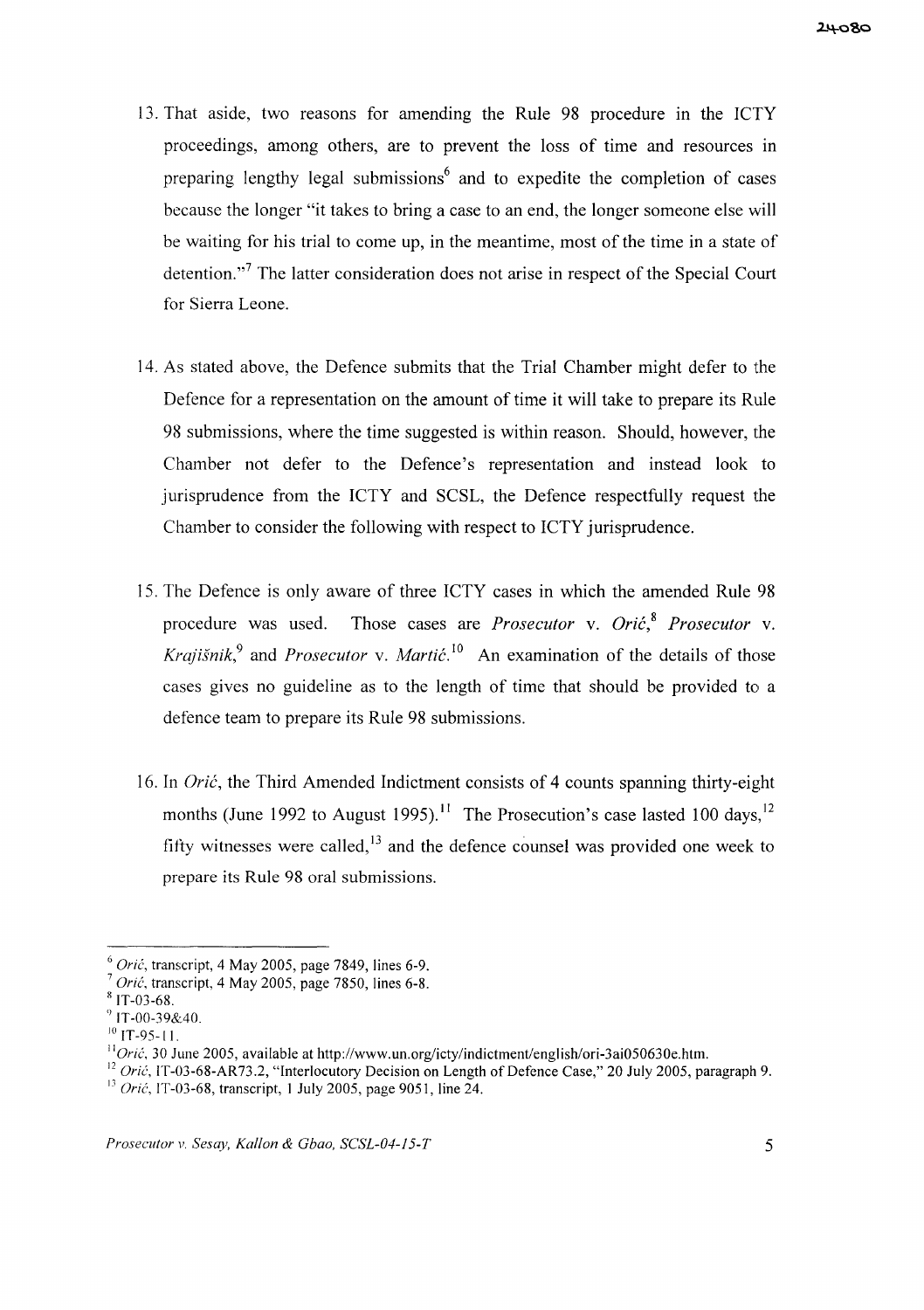13. That aside, two reasons for amending the Rule 98 procedure in the ICTY proceedings, among others, are to prevent the loss of time and resources in preparing lengthy legal submissions[6] and to expedite the completion of cases because the longer "it takes to bring a case to an end, the longer someone else will be waiting for his trial to come up, in the meantime, most of the time in a state of detention."[7] The latter consideration does not arise in respect of the Special Court for Sierra Leone.

14. As stated above, the Defence submits that the Trial Chamber might defer to the Defence for a representation on the amount of time it will take to prepare its Rule 98 submissions, where the time suggested is within reason. Should, however, the Chamber not defer to the Defence's representation and instead look to jurisprudence from the ICTY and SCSL, the Defence respectfully request the Chamber to consider the following with respect to ICTY jurisprudence.

15. The Defence is only aware of three ICTY cases in which the amended Rule 98 procedure was used. Those cases are *Prosecutor* v. *Orić*,[8] *Prosecutor* v. *Krajišnik*,[9] and *Prosecutor* v. *Martić*.[10] An examination of the details of those cases gives no guideline as to the length of time that should be provided to a defence team to prepare its Rule 98 submissions.

16. In *Orić*, the Third Amended Indictment consists of 4 counts spanning thirty-eight months (June 1992 to August 1995).[11] The Prosecution's case lasted 100 days,[12] fifty witnesses were called,[13] and the defence counsel was provided one week to prepare its Rule 98 oral submissions.

---

[6] *Orić*, transcript, 4 May 2005, page 7849, lines 6-9.
[7] *Orić*, transcript, 4 May 2005, page 7850, lines 6-8.
[8] IT-03-68.
[9] IT-00-39&40.
[10] IT-95-11.
[11] *Orić*, 30 June 2005, available at http://www.un.org/icty/indictment/english/ori-3ai050630e.htm.
[12] *Orić*, IT-03-68-AR73.2, "Interlocutory Decision on Length of Defence Case," 20 July 2005, paragraph 9.
[13] *Orić*, IT-03-68, transcript, 1 July 2005, page 9051, line 24.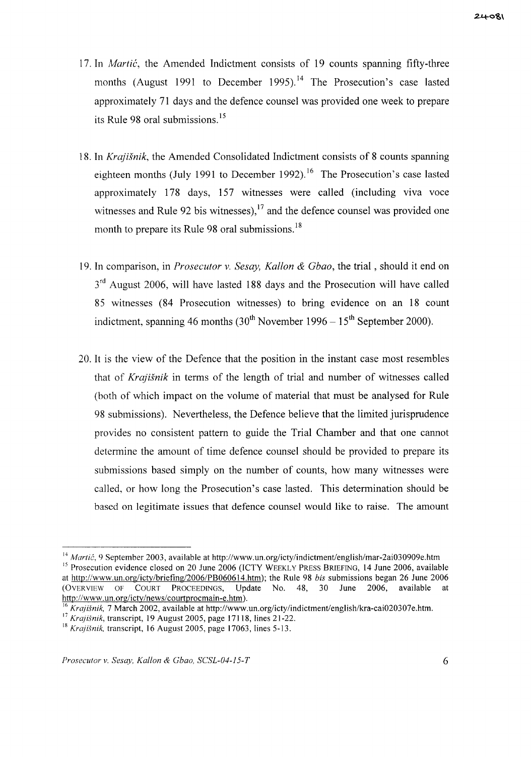17. In *Martić*, the Amended Indictment consists of 19 counts spanning fifty-three months (August 1991 to December 1995).[14] The Prosecution's case lasted approximately 71 days and the defence counsel was provided one week to prepare its Rule 98 oral submissions.[15]

18. In *Krajišnik*, the Amended Consolidated Indictment consists of 8 counts spanning eighteen months (July 1991 to December 1992).[16] The Prosecution's case lasted approximately 178 days, 157 witnesses were called (including viva voce witnesses and Rule 92 bis witnesses),[17] and the defence counsel was provided one month to prepare its Rule 98 oral submissions.[18]

19. In comparison, in *Prosecutor v. Sesay, Kallon & Gbao*, the trial , should it end on 3rd August 2006, will have lasted 188 days and the Prosecution will have called 85 witnesses (84 Prosecution witnesses) to bring evidence on an 18 count indictment, spanning 46 months (30th November 1996 – 15th September 2000).

20. It is the view of the Defence that the position in the instant case most resembles that of *Krajišnik* in terms of the length of trial and number of witnesses called (both of which impact on the volume of material that must be analysed for Rule 98 submissions). Nevertheless, the Defence believe that the limited jurisprudence provides no consistent pattern to guide the Trial Chamber and that one cannot determine the amount of time defence counsel should be provided to prepare its submissions based simply on the number of counts, how many witnesses were called, or how long the Prosecution's case lasted. This determination should be based on legitimate issues that defence counsel would like to raise. The amount

---

[14] *Martić*, 9 September 2003, available at http://www.un.org/icty/indictment/english/mar-2ai030909e.htm

[15] Prosecution evidence closed on 20 June 2006 (ICTY WEEKLY PRESS BRIEFING, 14 June 2006, available at http://www.un.org/icty/briefing/2006/PB060614.htm); the Rule 98 *bis* submissions began 26 June 2006 (OVERVIEW OF COURT PROCEEDINGS, Update No. 48, 30 June 2006, available at http://www.un.org/icty/news/courtprocmain-e.htm).

[16] *Krajišnik*, 7 March 2002, available at http://www.un.org/icty/indictment/english/kra-cai020307e.htm.

[17] *Krajišnik*, transcript, 19 August 2005, page 17118, lines 21-22.

[18] *Krajišnik*, transcript, 16 August 2005, page 17063, lines 5-13.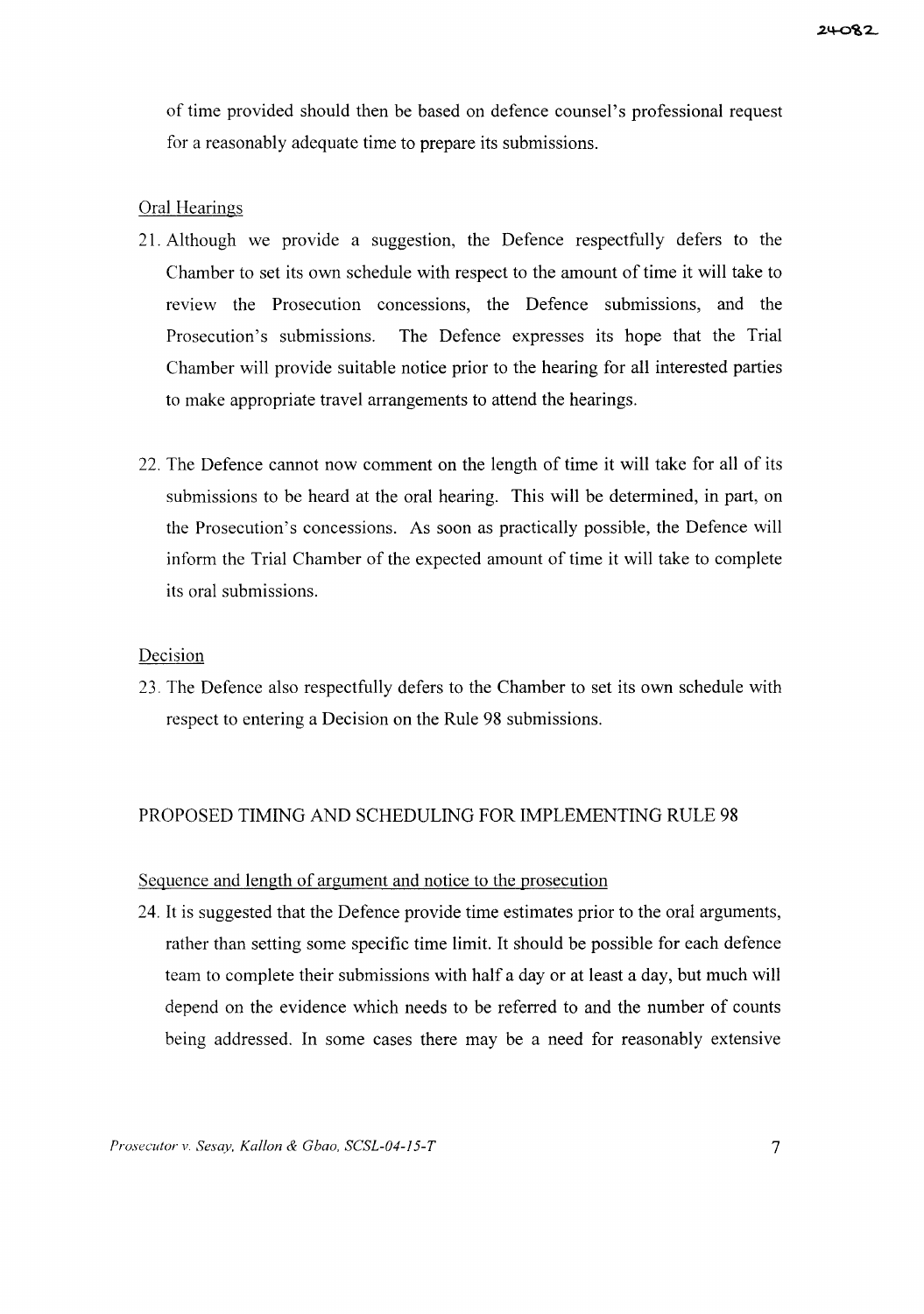of time provided should then be based on defence counsel's professional request for a reasonably adequate time to prepare its submissions.

Oral Hearings

21. Although we provide a suggestion, the Defence respectfully defers to the Chamber to set its own schedule with respect to the amount of time it will take to review the Prosecution concessions, the Defence submissions, and the Prosecution's submissions. The Defence expresses its hope that the Trial Chamber will provide suitable notice prior to the hearing for all interested parties to make appropriate travel arrangements to attend the hearings.

22. The Defence cannot now comment on the length of time it will take for all of its submissions to be heard at the oral hearing. This will be determined, in part, on the Prosecution's concessions. As soon as practically possible, the Defence will inform the Trial Chamber of the expected amount of time it will take to complete its oral submissions.

Decision

23. The Defence also respectfully defers to the Chamber to set its own schedule with respect to entering a Decision on the Rule 98 submissions.

## PROPOSED TIMING AND SCHEDULING FOR IMPLEMENTING RULE 98

Sequence and length of argument and notice to the prosecution

24. It is suggested that the Defence provide time estimates prior to the oral arguments, rather than setting some specific time limit. It should be possible for each defence team to complete their submissions with half a day or at least a day, but much will depend on the evidence which needs to be referred to and the number of counts being addressed. In some cases there may be a need for reasonably extensive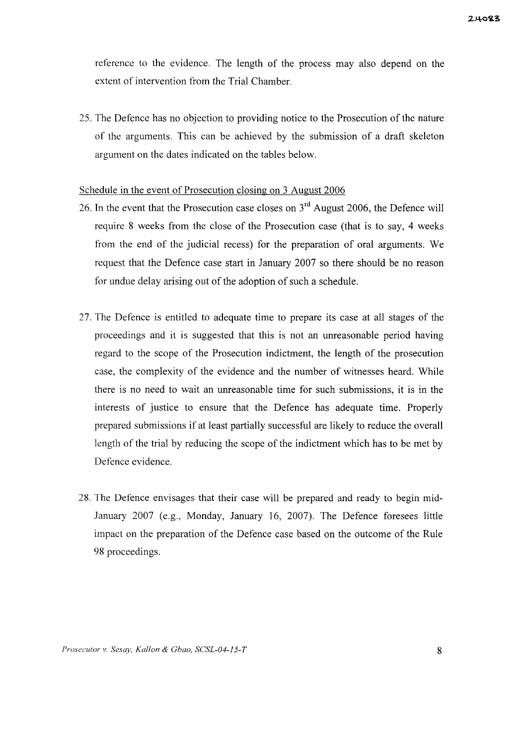reference to the evidence. The length of the process may also depend on the extent of intervention from the Trial Chamber.

25. The Defence has no objection to providing notice to the Prosecution of the nature of the arguments. This can be achieved by the submission of a draft skeleton argument on the dates indicated on the tables below.

Schedule in the event of Prosecution closing on 3 August 2006

26. In the event that the Prosecution case closes on 3rd August 2006, the Defence will require 8 weeks from the close of the Prosecution case (that is to say, 4 weeks from the end of the judicial recess) for the preparation of oral arguments. We request that the Defence case start in January 2007 so there should be no reason for undue delay arising out of the adoption of such a schedule.

27. The Defence is entitled to adequate time to prepare its case at all stages of the proceedings and it is suggested that this is not an unreasonable period having regard to the scope of the Prosecution indictment, the length of the prosecution case, the complexity of the evidence and the number of witnesses heard. While there is no need to wait an unreasonable time for such submissions, it is in the interests of justice to ensure that the Defence has adequate time. Properly prepared submissions if at least partially successful are likely to reduce the overall length of the trial by reducing the scope of the indictment which has to be met by Defence evidence.

28. The Defence envisages that their case will be prepared and ready to begin mid-January 2007 (e.g., Monday, January 16, 2007). The Defence foresees little impact on the preparation of the Defence case based on the outcome of the Rule 98 proceedings.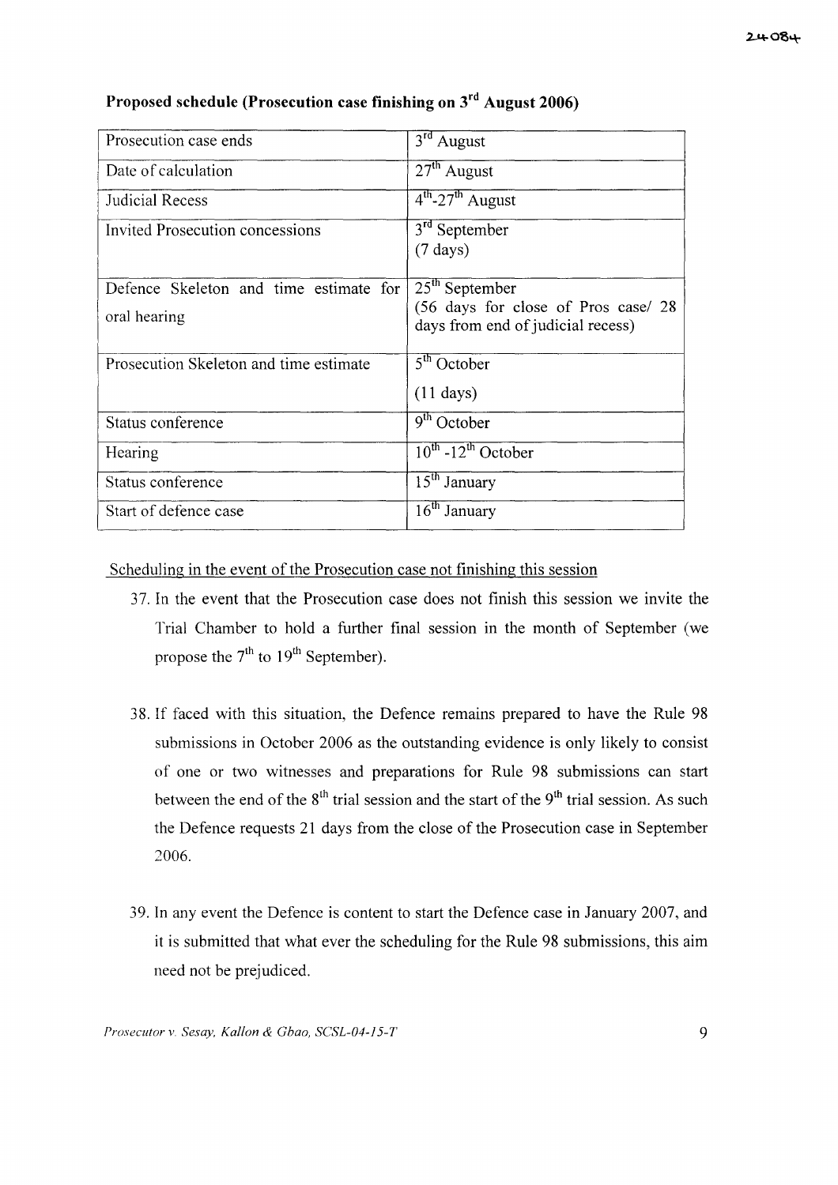**Proposed schedule (Prosecution case finishing on 3rd August 2006)**

| Prosecution case ends | 3rd August |
|---|---|
| Date of calculation | 27th August |
| Judicial Recess | 4th-27th August |
| Invited Prosecution concessions | 3rd September (7 days) |
| Defence Skeleton and time estimate for oral hearing | 25th September (56 days for close of Pros case/ 28 days from end of judicial recess) |
| Prosecution Skeleton and time estimate | 5th October (11 days) |
| Status conference | 9th October |
| Hearing | 10th -12th October |
| Status conference | 15th January |
| Start of defence case | 16th January |

Scheduling in the event of the Prosecution case not finishing this session

37. In the event that the Prosecution case does not finish this session we invite the Trial Chamber to hold a further final session in the month of September (we propose the 7th to 19th September).

38. If faced with this situation, the Defence remains prepared to have the Rule 98 submissions in October 2006 as the outstanding evidence is only likely to consist of one or two witnesses and preparations for Rule 98 submissions can start between the end of the 8th trial session and the start of the 9th trial session. As such the Defence requests 21 days from the close of the Prosecution case in September 2006.

39. In any event the Defence is content to start the Defence case in January 2007, and it is submitted that what ever the scheduling for the Rule 98 submissions, this aim need not be prejudiced.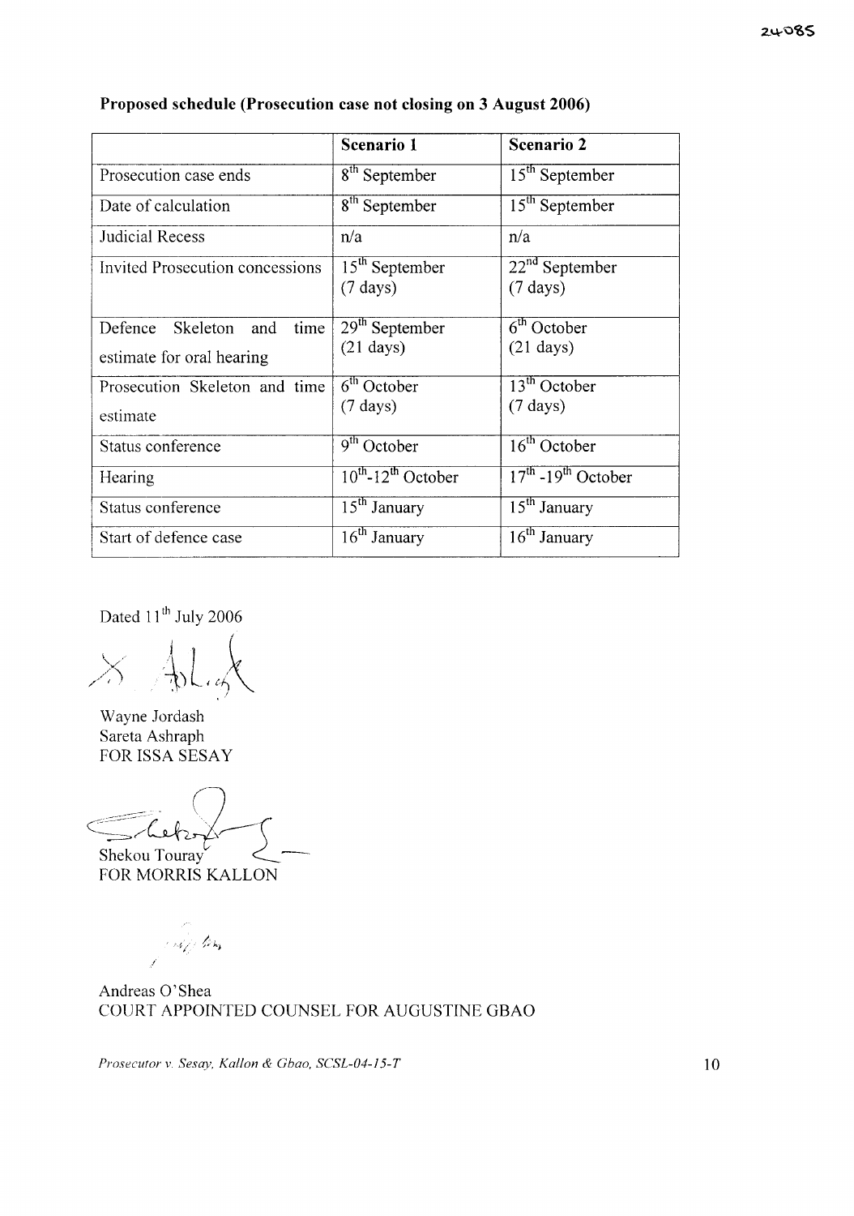**Proposed schedule (Prosecution case not closing on 3 August 2006)**

| | **Scenario 1** | **Scenario 2** |
|---|---|---|
| Prosecution case ends | 8th September | 15th September |
| Date of calculation | 8th September | 15th September |
| Judicial Recess | n/a | n/a |
| Invited Prosecution concessions | 15th September (7 days) | 22nd September (7 days) |
| Defence Skeleton and time estimate for oral hearing | 29th September (21 days) | 6th October (21 days) |
| Prosecution Skeleton and time estimate | 6th October (7 days) | 13th October (7 days) |
| Status conference | 9th October | 16th October |
| Hearing | 10th-12th October | 17th -19th October |
| Status conference | 15th January | 15th January |
| Start of defence case | 16th January | 16th January |

Dated 11th July 2006

Wayne Jordash
Sareta Ashraph
FOR ISSA SESAY

Shekou Touray
FOR MORRIS KALLON

Andreas O'Shea
COURT APPOINTED COUNSEL FOR AUGUSTINE GBAO

*Prosecutor v. Sesay, Kallon & Gbao, SCSL-04-15-T*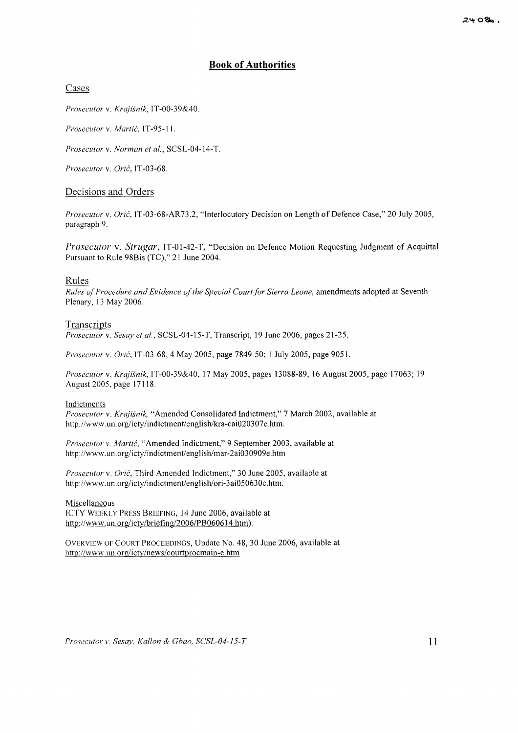## Book of Authorities

### Cases

*Prosecutor* v. *Krajišnik*, IT-00-39&40.

*Prosecutor* v. *Martić*, IT-95-11.

*Prosecutor* v. *Norman et al.*, SCSL-04-14-T.

*Prosecutor* v. *Orić*, IT-03-68.

### Decisions and Orders

*Prosecutor* v. *Orić*, IT-03-68-AR73.2, "Interlocutory Decision on Length of Defence Case," 20 July 2005, paragraph 9.

*Prosecutor* v. *Strugar*, IT-01-42-T, "Decision on Defence Motion Requesting Judgment of Acquittal Pursuant to Rule 98Bis (TC)," 21 June 2004.

### Rules

*Rules of Procedure and Evidence of the Special Court for Sierra Leone*, amendments adopted at Seventh Plenary, 13 May 2006.

### Transcripts

*Prosecutor* v. *Sesay et al.*, SCSL-04-15-T, Transcript, 19 June 2006, pages 21-25.

*Prosecutor* v. *Orić*, IT-03-68, 4 May 2005, page 7849-50; 1 July 2005, page 9051.

*Prosecutor* v. *Krajišnik*, IT-00-39&40, 17 May 2005, pages 13088-89, 16 August 2005, page 17063; 19 August 2005, page 17118.

#### Indictments

*Prosecutor* v. *Krajišnik*, "Amended Consolidated Indictment," 7 March 2002, available at http://www.un.org/icty/indictment/english/kra-cai020307e.htm.

*Prosecutor v. Martić*, "Amended Indictment," 9 September 2003, available at http://www.un.org/icty/indictment/english/mar-2ai030909e.htm

*Prosecutor* v. *Orić*, Third Amended Indictment," 30 June 2005, available at http://www.un.org/icty/indictment/english/ori-3ai050630e.htm.

#### Miscellaneous

ICTY WEEKLY PRESS BRIEFING, 14 June 2006, available at http://www.un.org/icty/briefing/2006/PB060614.htm).

OVERVIEW OF COURT PROCEEDINGS, Update No. 48, 30 June 2006, available at http://www.un.org/icty/news/courtprocmain-e.htm